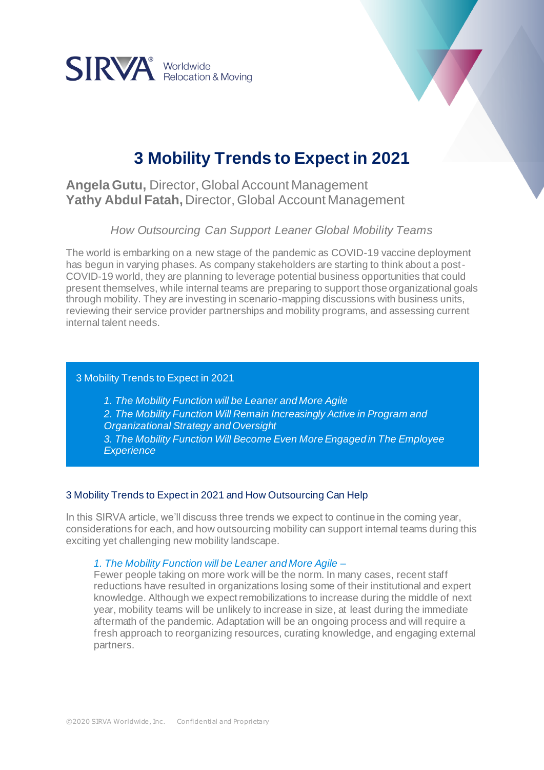SIRVA® Worldwide Relocation & Moving

# 3 Mobility Trends to Expect in 2021

**Angela Gutu,** Director, Global Account Management
**Yathy Abdul Fatah,** Director, Global Account Management

*How Outsourcing Can Support Leaner Global Mobility Teams*

The world is embarking on a new stage of the pandemic as COVID-19 vaccine deployment has begun in varying phases. As company stakeholders are starting to think about a post-COVID-19 world, they are planning to leverage potential business opportunities that could present themselves, while internal teams are preparing to support those organizational goals through mobility. They are investing in scenario-mapping discussions with business units, reviewing their service provider partnerships and mobility programs, and assessing current internal talent needs.

> 3 Mobility Trends to Expect in 2021
>
> 1. *The Mobility Function will be Leaner and More Agile*
> 2. *The Mobility Function Will Remain Increasingly Active in Program and Organizational Strategy and Oversight*
> 3. *The Mobility Function Will Become Even More Engaged in The Employee Experience*

## 3 Mobility Trends to Expect in 2021 and How Outsourcing Can Help

In this SIRVA article, we'll discuss three trends we expect to continue in the coming year, considerations for each, and how outsourcing mobility can support internal teams during this exciting yet challenging new mobility landscape.

*1. The Mobility Function will be Leaner and More Agile –*
Fewer people taking on more work will be the norm. In many cases, recent staff reductions have resulted in organizations losing some of their institutional and expert knowledge. Although we expect remobilizations to increase during the middle of next year, mobility teams will be unlikely to increase in size, at least during the immediate aftermath of the pandemic. Adaptation will be an ongoing process and will require a fresh approach to reorganizing resources, curating knowledge, and engaging external partners.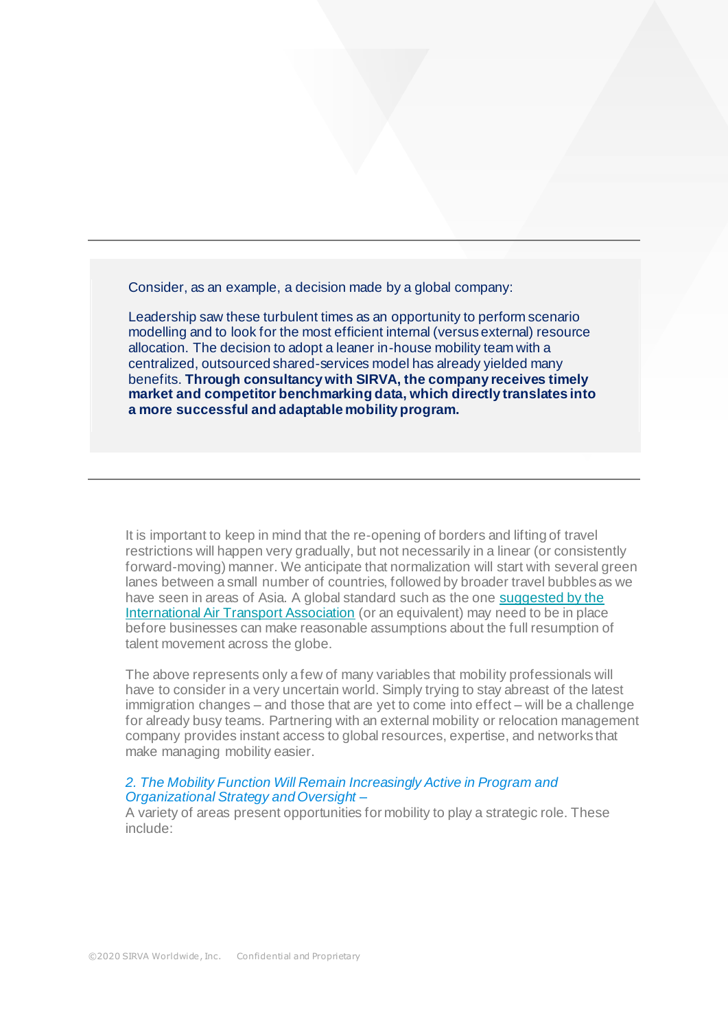Consider, as an example, a decision made by a global company:

Leadership saw these turbulent times as an opportunity to perform scenario modelling and to look for the most efficient internal (versus external) resource allocation. The decision to adopt a leaner in-house mobility team with a centralized, outsourced shared-services model has already yielded many benefits. **Through consultancy with SIRVA, the company receives timely market and competitor benchmarking data, which directly translates into a more successful and adaptable mobility program.**

It is important to keep in mind that the re-opening of borders and lifting of travel restrictions will happen very gradually, but not necessarily in a linear (or consistently forward-moving) manner. We anticipate that normalization will start with several green lanes between a small number of countries, followed by broader travel bubbles as we have seen in areas of Asia. A global standard such as the one suggested by the International Air Transport Association (or an equivalent) may need to be in place before businesses can make reasonable assumptions about the full resumption of talent movement across the globe.

The above represents only a few of many variables that mobility professionals will have to consider in a very uncertain world. Simply trying to stay abreast of the latest immigration changes – and those that are yet to come into effect – will be a challenge for already busy teams. Partnering with an external mobility or relocation management company provides instant access to global resources, expertise, and networks that make managing mobility easier.

*2. The Mobility Function Will Remain Increasingly Active in Program and Organizational Strategy and Oversight –*

A variety of areas present opportunities for mobility to play a strategic role. These include: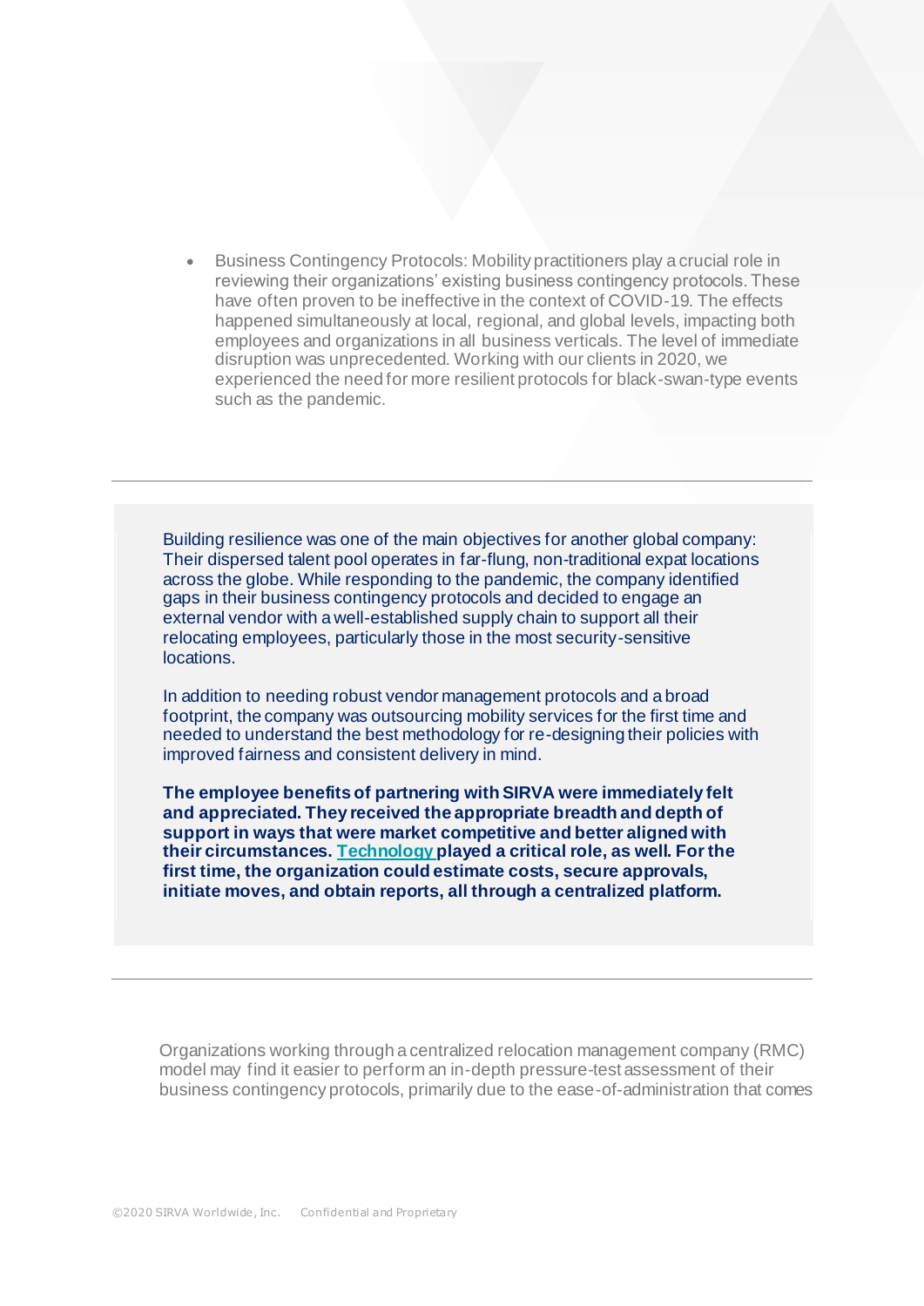- Business Contingency Protocols: Mobility practitioners play a crucial role in reviewing their organizations' existing business contingency protocols. These have often proven to be ineffective in the context of COVID-19. The effects happened simultaneously at local, regional, and global levels, impacting both employees and organizations in all business verticals. The level of immediate disruption was unprecedented. Working with our clients in 2020, we experienced the need for more resilient protocols for black-swan-type events such as the pandemic.

---

Building resilience was one of the main objectives for another global company: Their dispersed talent pool operates in far-flung, non-traditional expat locations across the globe. While responding to the pandemic, the company identified gaps in their business contingency protocols and decided to engage an external vendor with a well-established supply chain to support all their relocating employees, particularly those in the most security-sensitive locations.

In addition to needing robust vendor management protocols and a broad footprint, the company was outsourcing mobility services for the first time and needed to understand the best methodology for re-designing their policies with improved fairness and consistent delivery in mind.

**The employee benefits of partnering with SIRVA were immediately felt and appreciated. They received the appropriate breadth and depth of support in ways that were market competitive and better aligned with their circumstances. Technology played a critical role, as well. For the first time, the organization could estimate costs, secure approvals, initiate moves, and obtain reports, all through a centralized platform.**

---

Organizations working through a centralized relocation management company (RMC) model may find it easier to perform an in-depth pressure-test assessment of their business contingency protocols, primarily due to the ease-of-administration that comes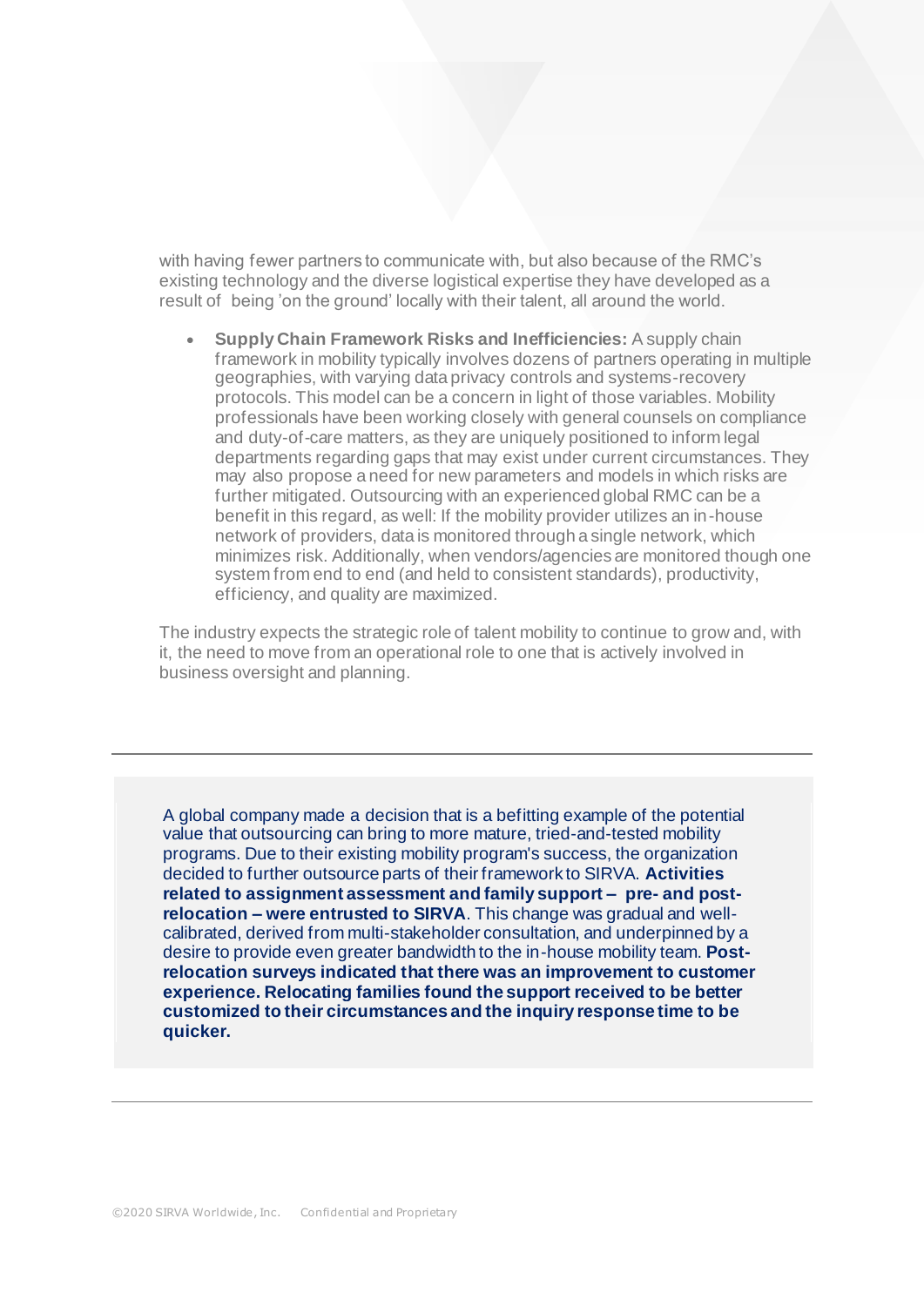with having fewer partners to communicate with, but also because of the RMC's existing technology and the diverse logistical expertise they have developed as a result of being 'on the ground' locally with their talent, all around the world.

- **Supply Chain Framework Risks and Inefficiencies:** A supply chain framework in mobility typically involves dozens of partners operating in multiple geographies, with varying data privacy controls and systems-recovery protocols. This model can be a concern in light of those variables. Mobility professionals have been working closely with general counsels on compliance and duty-of-care matters, as they are uniquely positioned to inform legal departments regarding gaps that may exist under current circumstances. They may also propose a need for new parameters and models in which risks are further mitigated. Outsourcing with an experienced global RMC can be a benefit in this regard, as well: If the mobility provider utilizes an in-house network of providers, data is monitored through a single network, which minimizes risk. Additionally, when vendors/agencies are monitored though one system from end to end (and held to consistent standards), productivity, efficiency, and quality are maximized.

The industry expects the strategic role of talent mobility to continue to grow and, with it, the need to move from an operational role to one that is actively involved in business oversight and planning.

---

A global company made a decision that is a befitting example of the potential value that outsourcing can bring to more mature, tried-and-tested mobility programs. Due to their existing mobility program's success, the organization decided to further outsource parts of their framework to SIRVA. **Activities related to assignment assessment and family support – pre- and post-relocation – were entrusted to SIRVA**. This change was gradual and well-calibrated, derived from multi-stakeholder consultation, and underpinned by a desire to provide even greater bandwidth to the in-house mobility team. **Post-relocation surveys indicated that there was an improvement to customer experience. Relocating families found the support received to be better customized to their circumstances and the inquiry response time to be quicker.**

---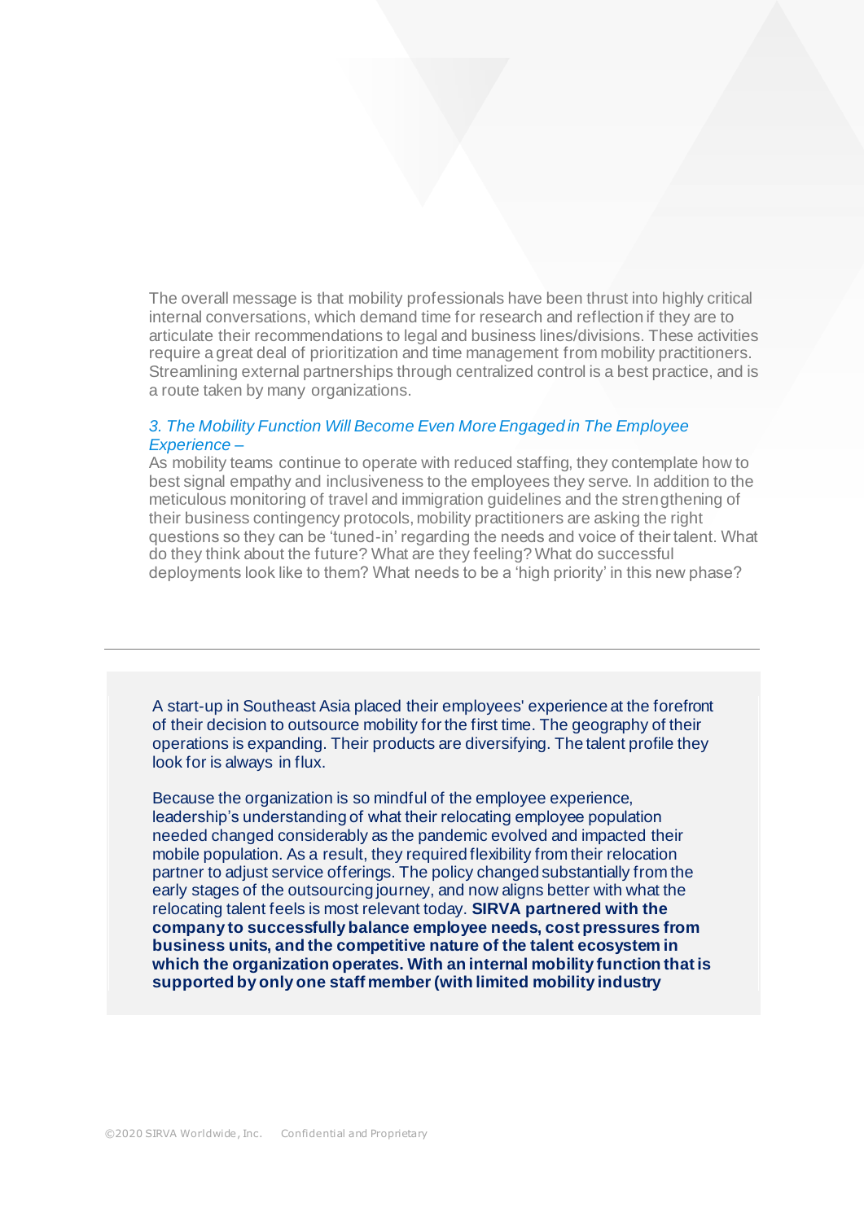The overall message is that mobility professionals have been thrust into highly critical internal conversations, which demand time for research and reflection if they are to articulate their recommendations to legal and business lines/divisions. These activities require a great deal of prioritization and time management from mobility practitioners. Streamlining external partnerships through centralized control is a best practice, and is a route taken by many organizations.

### *3. The Mobility Function Will Become Even More Engaged in The Employee Experience –*

As mobility teams continue to operate with reduced staffing, they contemplate how to best signal empathy and inclusiveness to the employees they serve. In addition to the meticulous monitoring of travel and immigration guidelines and the strengthening of their business contingency protocols, mobility practitioners are asking the right questions so they can be 'tuned-in' regarding the needs and voice of their talent. What do they think about the future? What are they feeling? What do successful deployments look like to them? What needs to be a 'high priority' in this new phase?

---

A start-up in Southeast Asia placed their employees' experience at the forefront of their decision to outsource mobility for the first time. The geography of their operations is expanding. Their products are diversifying. The talent profile they look for is always in flux.

Because the organization is so mindful of the employee experience, leadership's understanding of what their relocating employee population needed changed considerably as the pandemic evolved and impacted their mobile population. As a result, they required flexibility from their relocation partner to adjust service offerings. The policy changed substantially from the early stages of the outsourcing journey, and now aligns better with what the relocating talent feels is most relevant today. **SIRVA partnered with the company to successfully balance employee needs, cost pressures from business units, and the competitive nature of the talent ecosystem in which the organization operates. With an internal mobility function that is supported by only one staff member (with limited mobility industry**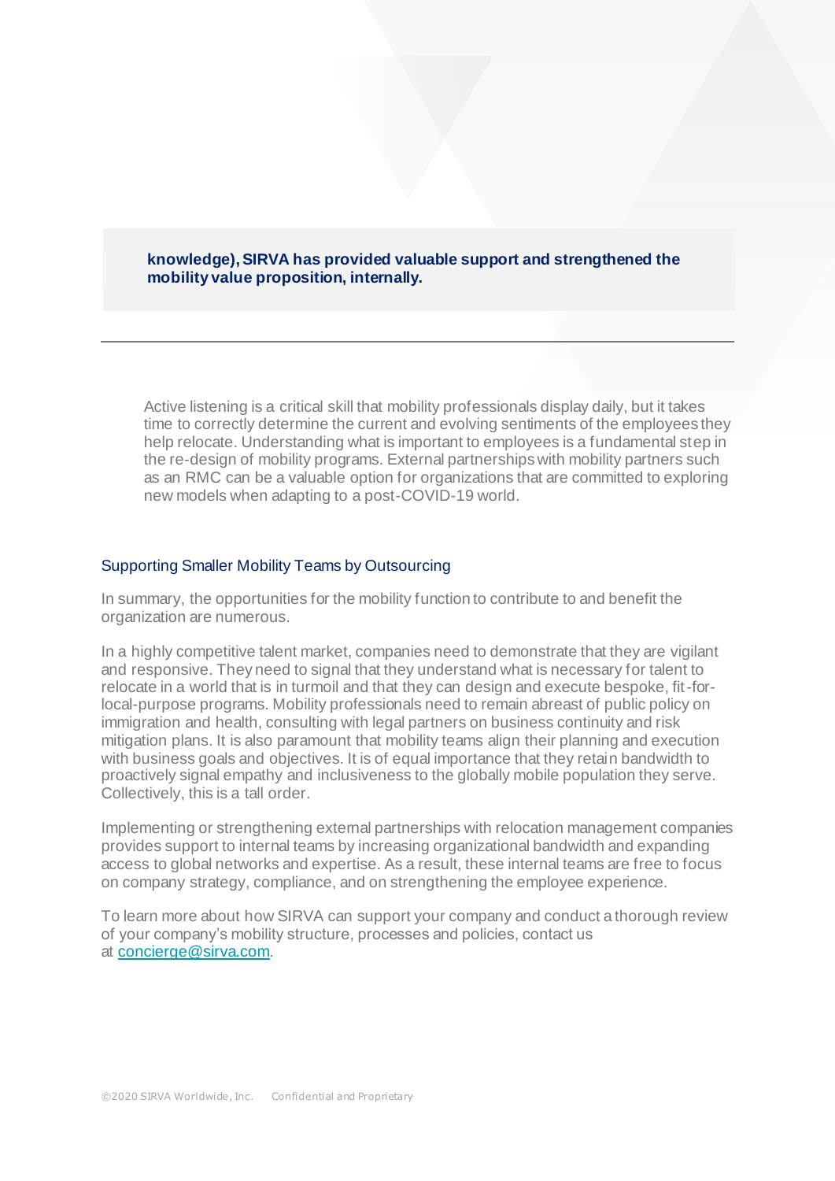**knowledge), SIRVA has provided valuable support and strengthened the mobility value proposition, internally.**

---

Active listening is a critical skill that mobility professionals display daily, but it takes time to correctly determine the current and evolving sentiments of the employees they help relocate. Understanding what is important to employees is a fundamental step in the re-design of mobility programs. External partnerships with mobility partners such as an RMC can be a valuable option for organizations that are committed to exploring new models when adapting to a post-COVID-19 world.

## Supporting Smaller Mobility Teams by Outsourcing

In summary, the opportunities for the mobility function to contribute to and benefit the organization are numerous.

In a highly competitive talent market, companies need to demonstrate that they are vigilant and responsive. They need to signal that they understand what is necessary for talent to relocate in a world that is in turmoil and that they can design and execute bespoke, fit-for-local-purpose programs. Mobility professionals need to remain abreast of public policy on immigration and health, consulting with legal partners on business continuity and risk mitigation plans. It is also paramount that mobility teams align their planning and execution with business goals and objectives. It is of equal importance that they retain bandwidth to proactively signal empathy and inclusiveness to the globally mobile population they serve. Collectively, this is a tall order.

Implementing or strengthening external partnerships with relocation management companies provides support to internal teams by increasing organizational bandwidth and expanding access to global networks and expertise. As a result, these internal teams are free to focus on company strategy, compliance, and on strengthening the employee experience.

To learn more about how SIRVA can support your company and conduct a thorough review of your company's mobility structure, processes and policies, contact us at [concierge@sirva.com](mailto:concierge@sirva.com).

©2020 SIRVA Worldwide, Inc. Confidential and Proprietary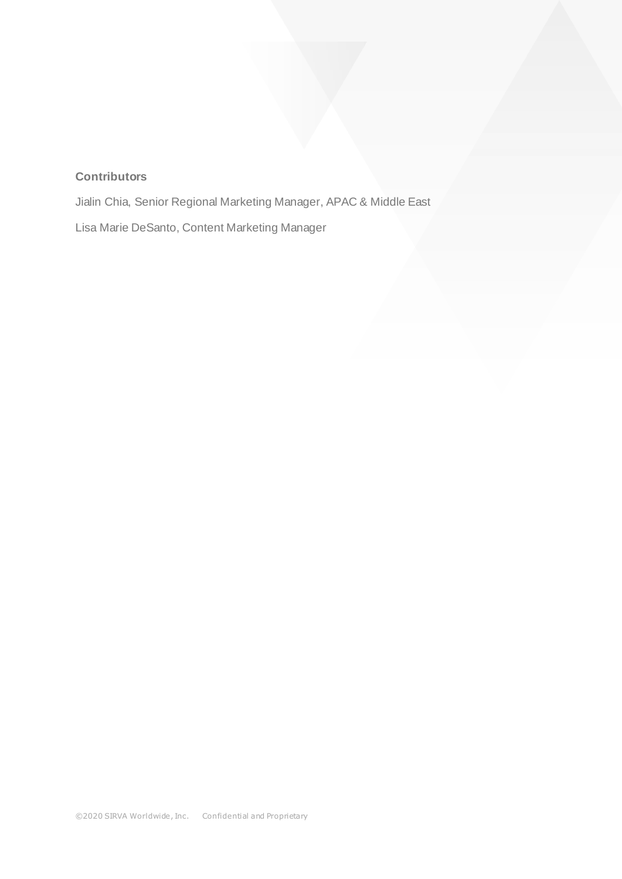**Contributors**

Jialin Chia, Senior Regional Marketing Manager, APAC & Middle East

Lisa Marie DeSanto, Content Marketing Manager